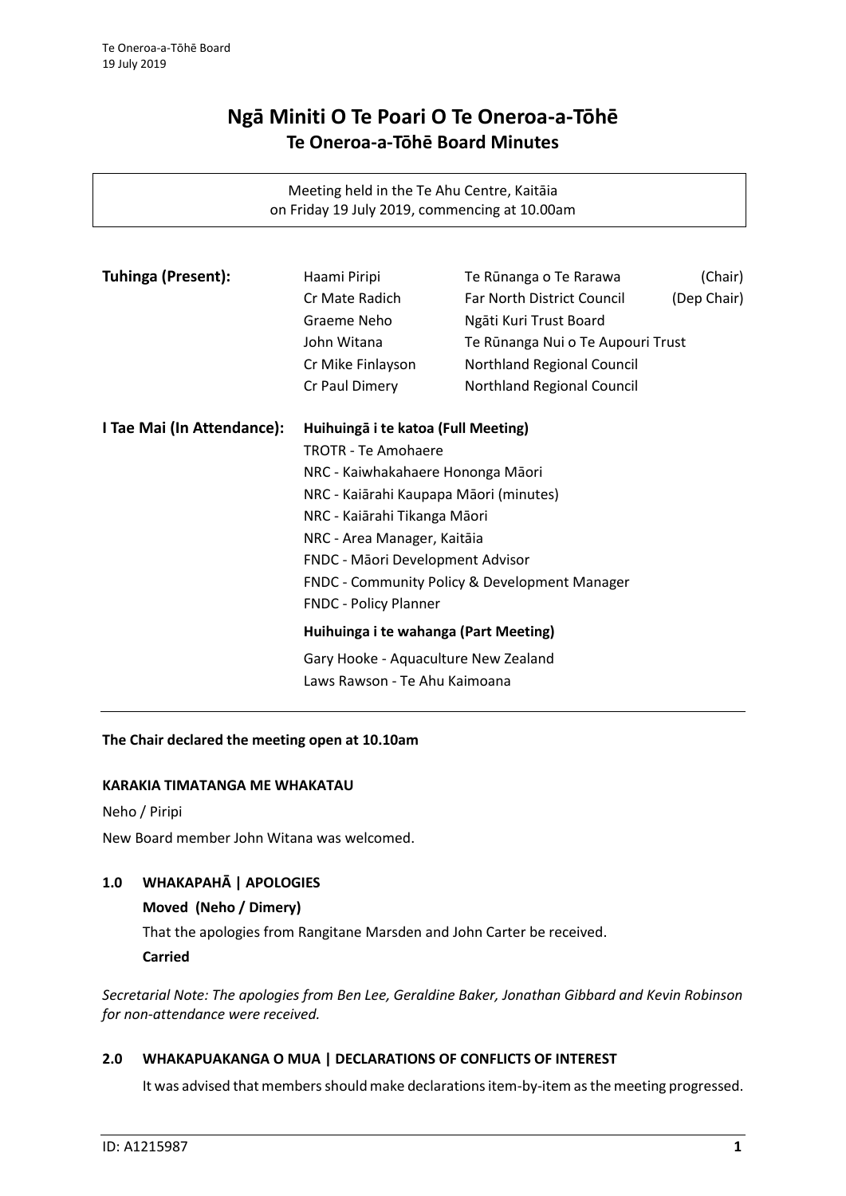# Ngā Miniti O Te Poari O Te Oneroa-a-Tōhē
## Te Oneroa-a-Tōhē Board Minutes

Meeting held in the Te Ahu Centre, Kaitāia
on Friday 19 July 2019, commencing at 10.00am

**Tuhinga (Present):**

| | | |
|---|---|---|
| Haami Piripi | Te Rūnanga o Te Rarawa | (Chair) |
| Cr Mate Radich | Far North District Council | (Dep Chair) |
| Graeme Neho | Ngāti Kuri Trust Board | |
| John Witana | Te Rūnanga Nui o Te Aupouri Trust | |
| Cr Mike Finlayson | Northland Regional Council | |
| Cr Paul Dimery | Northland Regional Council | |

**I Tae Mai (In Attendance):**

**Huihuingā i te katoa (Full Meeting)**

TROTR - Te Amohaere
NRC - Kaiwhakahaere Hononga Māori
NRC - Kaiārahi Kaupapa Māori (minutes)
NRC - Kaiārahi Tikanga Māori
NRC - Area Manager, Kaitāia
FNDC - Māori Development Advisor
FNDC - Community Policy & Development Manager
FNDC - Policy Planner

**Huihuinga i te wahanga (Part Meeting)**

Gary Hooke - Aquaculture New Zealand
Laws Rawson - Te Ahu Kaimoana

**The Chair declared the meeting open at 10.10am**

**KARAKIA TIMATANGA ME WHAKATAU**

Neho / Piripi

New Board member John Witana was welcomed.

### 1.0 WHAKAPAHĀ | APOLOGIES

**Moved (Neho / Dimery)**

That the apologies from Rangitane Marsden and John Carter be received.

**Carried**

*Secretarial Note: The apologies from Ben Lee, Geraldine Baker, Jonathan Gibbard and Kevin Robinson for non-attendance were received.*

### 2.0 WHAKAPUAKANGA O MUA | DECLARATIONS OF CONFLICTS OF INTEREST

It was advised that members should make declarations item-by-item as the meeting progressed.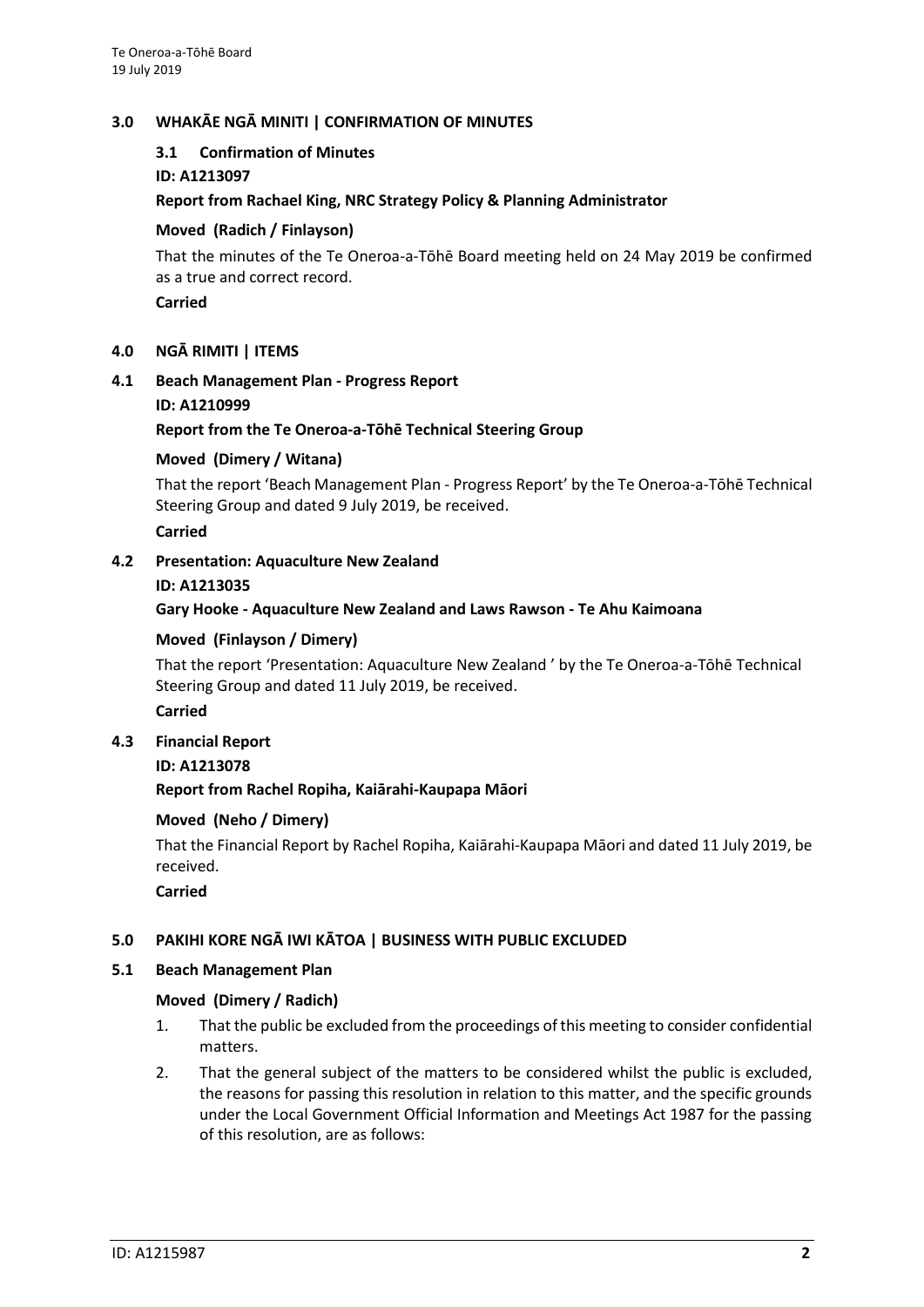## 3.0 WHAKĀE NGĀ MINITI | CONFIRMATION OF MINUTES

### 3.1 Confirmation of Minutes

**ID: A1213097**

**Report from Rachael King, NRC Strategy Policy & Planning Administrator**

**Moved (Radich / Finlayson)**

That the minutes of the Te Oneroa-a-Tōhē Board meeting held on 24 May 2019 be confirmed as a true and correct record.

**Carried**

## 4.0 NGĀ RIMITI | ITEMS

### 4.1 Beach Management Plan - Progress Report

**ID: A1210999**

**Report from the Te Oneroa-a-Tōhē Technical Steering Group**

**Moved (Dimery / Witana)**

That the report 'Beach Management Plan - Progress Report' by the Te Oneroa-a-Tōhē Technical Steering Group and dated 9 July 2019, be received.

**Carried**

### 4.2 Presentation: Aquaculture New Zealand

**ID: A1213035**

**Gary Hooke - Aquaculture New Zealand and Laws Rawson - Te Ahu Kaimoana**

**Moved (Finlayson / Dimery)**

That the report 'Presentation: Aquaculture New Zealand ' by the Te Oneroa-a-Tōhē Technical Steering Group and dated 11 July 2019, be received.

**Carried**

### 4.3 Financial Report

**ID: A1213078**

**Report from Rachel Ropiha, Kaiārahi-Kaupapa Māori**

**Moved (Neho / Dimery)**

That the Financial Report by Rachel Ropiha, Kaiārahi-Kaupapa Māori and dated 11 July 2019, be received.

**Carried**

## 5.0 PAKIHI KORE NGĀ IWI KĀTOA | BUSINESS WITH PUBLIC EXCLUDED

### 5.1 Beach Management Plan

**Moved (Dimery / Radich)**

1. That the public be excluded from the proceedings of this meeting to consider confidential matters.
2. That the general subject of the matters to be considered whilst the public is excluded, the reasons for passing this resolution in relation to this matter, and the specific grounds under the Local Government Official Information and Meetings Act 1987 for the passing of this resolution, are as follows: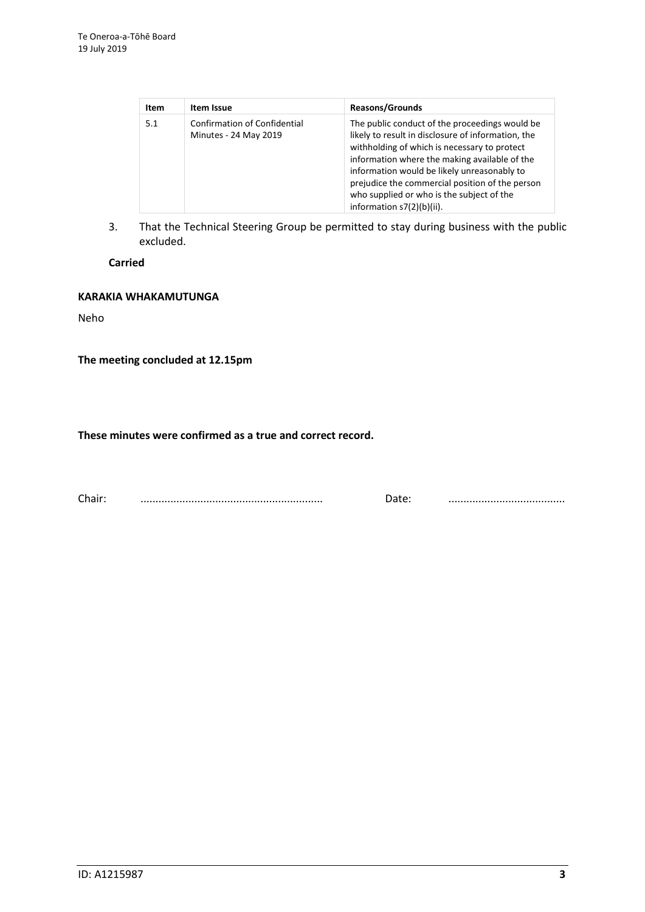| Item | Item Issue | Reasons/Grounds |
| --- | --- | --- |
| 5.1 | Confirmation of Confidential Minutes - 24 May 2019 | The public conduct of the proceedings would be likely to result in disclosure of information, the withholding of which is necessary to protect information where the making available of the information would be likely unreasonably to prejudice the commercial position of the person who supplied or who is the subject of the information s7(2)(b)(ii). |

3. That the Technical Steering Group be permitted to stay during business with the public excluded.

**Carried**

**KARAKIA WHAKAMUTUNGA**

Neho

**The meeting concluded at 12.15pm**

**These minutes were confirmed as a true and correct record.**

Chair: ............................................................ Date: ......................................